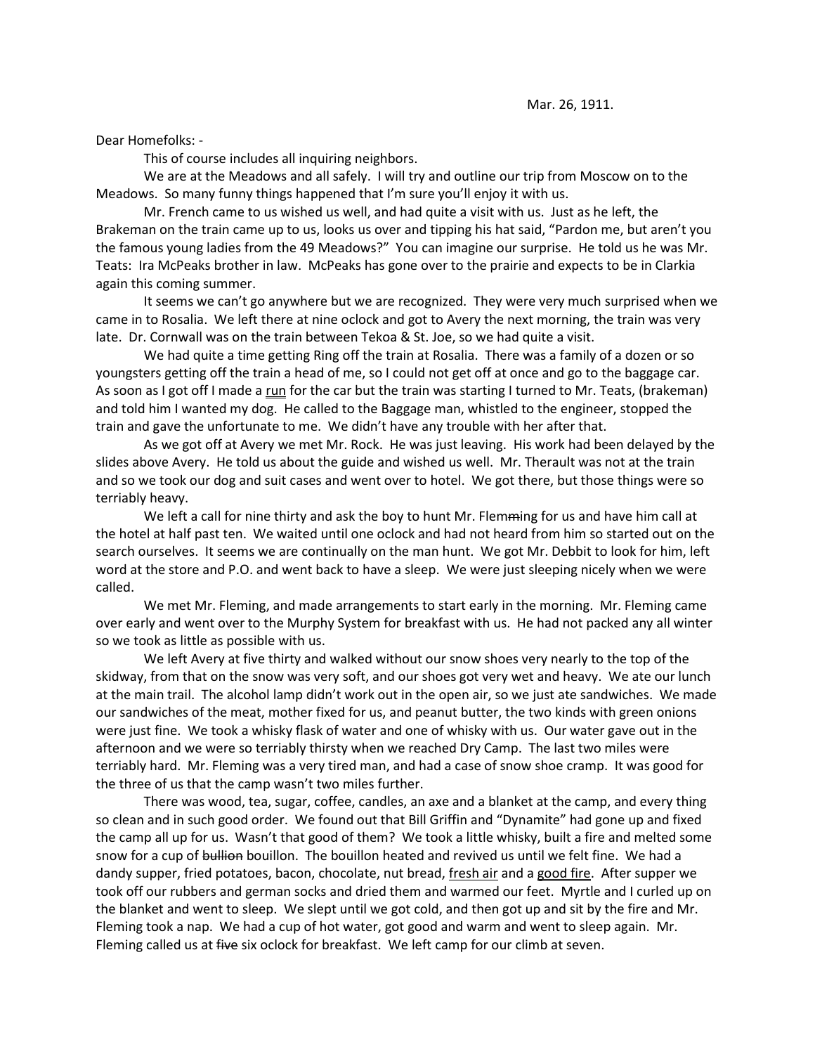Mar. 26, 1911.

Dear Homefolks: -

This of course includes all inquiring neighbors.

We are at the Meadows and all safely. I will try and outline our trip from Moscow on to the Meadows. So many funny things happened that I'm sure you'll enjoy it with us.

Mr. French came to us wished us well, and had quite a visit with us. Just as he left, the Brakeman on the train came up to us, looks us over and tipping his hat said, "Pardon me, but aren't you the famous young ladies from the 49 Meadows?" You can imagine our surprise. He told us he was Mr. Teats: Ira McPeaks brother in law. McPeaks has gone over to the prairie and expects to be in Clarkia again this coming summer.

It seems we can't go anywhere but we are recognized. They were very much surprised when we came in to Rosalia. We left there at nine oclock and got to Avery the next morning, the train was very late. Dr. Cornwall was on the train between Tekoa & St. Joe, so we had quite a visit.

We had quite a time getting Ring off the train at Rosalia. There was a family of a dozen or so youngsters getting off the train a head of me, so I could not get off at once and go to the baggage car. As soon as I got off I made a <u>run</u> for the car but the train was starting I turned to Mr. Teats, (brakeman) and told him I wanted my dog. He called to the Baggage man, whistled to the engineer, stopped the train and gave the unfortunate to me. We didn't have any trouble with her after that.

As we got off at Avery we met Mr. Rock. He was just leaving. His work had been delayed by the slides above Avery. He told us about the guide and wished us well. Mr. Therault was not at the train and so we took our dog and suit cases and went over to hotel. We got there, but those things were so terribly heavy.

We left a call for nine thirty and ask the boy to hunt Mr. Flem~~m~~ing for us and have him call at the hotel at half past ten. We waited until one oclock and had not heard from him so started out on the search ourselves. It seems we are continually on the man hunt. We got Mr. Debbit to look for him, left word at the store and P.O. and went back to have a sleep. We were just sleeping nicely when we were called.

We met Mr. Fleming, and made arrangements to start early in the morning. Mr. Fleming came over early and went over to the Murphy System for breakfast with us. He had not packed any all winter so we took as little as possible with us.

We left Avery at five thirty and walked without our snow shoes very nearly to the top of the skidway, from that on the snow was very soft, and our shoes got very wet and heavy. We ate our lunch at the main trail. The alcohol lamp didn't work out in the open air, so we just ate sandwiches. We made our sandwiches of the meat, mother fixed for us, and peanut butter, the two kinds with green onions were just fine. We took a whisky flask of water and one of whisky with us. Our water gave out in the afternoon and we were so terribly thirsty when we reached Dry Camp. The last two miles were terribly hard. Mr. Fleming was a very tired man, and had a case of snow shoe cramp. It was good for the three of us that the camp wasn't two miles further.

There was wood, tea, sugar, coffee, candles, an axe and a blanket at the camp, and every thing so clean and in such good order. We found out that Bill Griffin and "Dynamite" had gone up and fixed the camp all up for us. Wasn't that good of them? We took a little whisky, built a fire and melted some snow for a cup of ~~bullion~~ bouillon. The bouillon heated and revived us until we felt fine. We had a dandy supper, fried potatoes, bacon, chocolate, nut bread, <u>fresh air</u> and a <u>good fire</u>. After supper we took off our rubbers and german socks and dried them and warmed our feet. Myrtle and I curled up on the blanket and went to sleep. We slept until we got cold, and then got up and sit by the fire and Mr. Fleming took a nap. We had a cup of hot water, got good and warm and went to sleep again. Mr. Fleming called us at ~~five~~ six oclock for breakfast. We left camp for our climb at seven.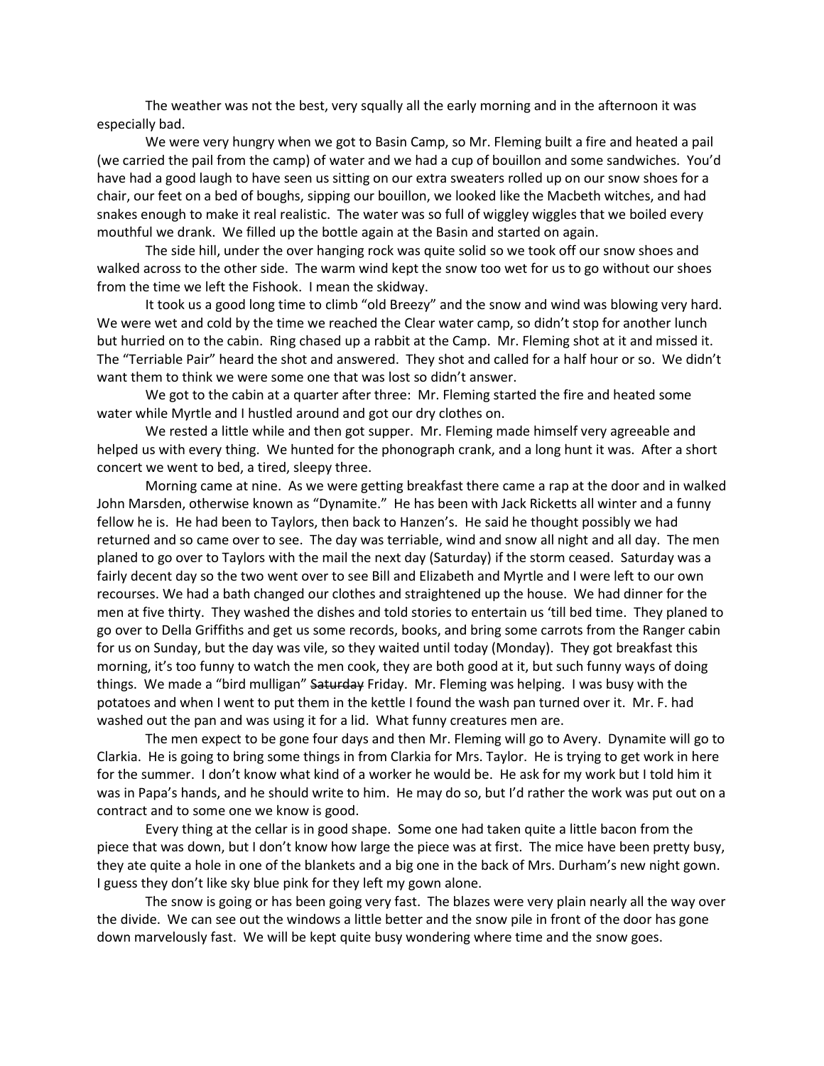The weather was not the best, very squally all the early morning and in the afternoon it was especially bad.

We were very hungry when we got to Basin Camp, so Mr. Fleming built a fire and heated a pail (we carried the pail from the camp) of water and we had a cup of bouillon and some sandwiches. You'd have had a good laugh to have seen us sitting on our extra sweaters rolled up on our snow shoes for a chair, our feet on a bed of boughs, sipping our bouillon, we looked like the Macbeth witches, and had snakes enough to make it real realistic. The water was so full of wiggley wiggles that we boiled every mouthful we drank. We filled up the bottle again at the Basin and started on again.

The side hill, under the over hanging rock was quite solid so we took off our snow shoes and walked across to the other side. The warm wind kept the snow too wet for us to go without our shoes from the time we left the Fishook. I mean the skidway.

It took us a good long time to climb "old Breezy" and the snow and wind was blowing very hard. We were wet and cold by the time we reached the Clear water camp, so didn't stop for another lunch but hurried on to the cabin. Ring chased up a rabbit at the Camp. Mr. Fleming shot at it and missed it. The "Terriable Pair" heard the shot and answered. They shot and called for a half hour or so. We didn't want them to think we were some one that was lost so didn't answer.

We got to the cabin at a quarter after three: Mr. Fleming started the fire and heated some water while Myrtle and I hustled around and got our dry clothes on.

We rested a little while and then got supper. Mr. Fleming made himself very agreeable and helped us with every thing. We hunted for the phonograph crank, and a long hunt it was. After a short concert we went to bed, a tired, sleepy three.

Morning came at nine. As we were getting breakfast there came a rap at the door and in walked John Marsden, otherwise known as "Dynamite." He has been with Jack Ricketts all winter and a funny fellow he is. He had been to Taylors, then back to Hanzen's. He said he thought possibly we had returned and so came over to see. The day was terriable, wind and snow all night and all day. The men planed to go over to Taylors with the mail the next day (Saturday) if the storm ceased. Saturday was a fairly decent day so the two went over to see Bill and Elizabeth and Myrtle and I were left to our own recourses. We had a bath changed our clothes and straightened up the house. We had dinner for the men at five thirty. They washed the dishes and told stories to entertain us 'till bed time. They planed to go over to Della Griffiths and get us some records, books, and bring some carrots from the Ranger cabin for us on Sunday, but the day was vile, so they waited until today (Monday). They got breakfast this morning, it's too funny to watch the men cook, they are both good at it, but such funny ways of doing things. We made a "bird mulligan" ~~Saturday~~ Friday. Mr. Fleming was helping. I was busy with the potatoes and when I went to put them in the kettle I found the wash pan turned over it. Mr. F. had washed out the pan and was using it for a lid. What funny creatures men are.

The men expect to be gone four days and then Mr. Fleming will go to Avery. Dynamite will go to Clarkia. He is going to bring some things in from Clarkia for Mrs. Taylor. He is trying to get work in here for the summer. I don't know what kind of a worker he would be. He ask for my work but I told him it was in Papa's hands, and he should write to him. He may do so, but I'd rather the work was put out on a contract and to some one we know is good.

Every thing at the cellar is in good shape. Some one had taken quite a little bacon from the piece that was down, but I don't know how large the piece was at first. The mice have been pretty busy, they ate quite a hole in one of the blankets and a big one in the back of Mrs. Durham's new night gown. I guess they don't like sky blue pink for they left my gown alone.

The snow is going or has been going very fast. The blazes were very plain nearly all the way over the divide. We can see out the windows a little better and the snow pile in front of the door has gone down marvelously fast. We will be kept quite busy wondering where time and the snow goes.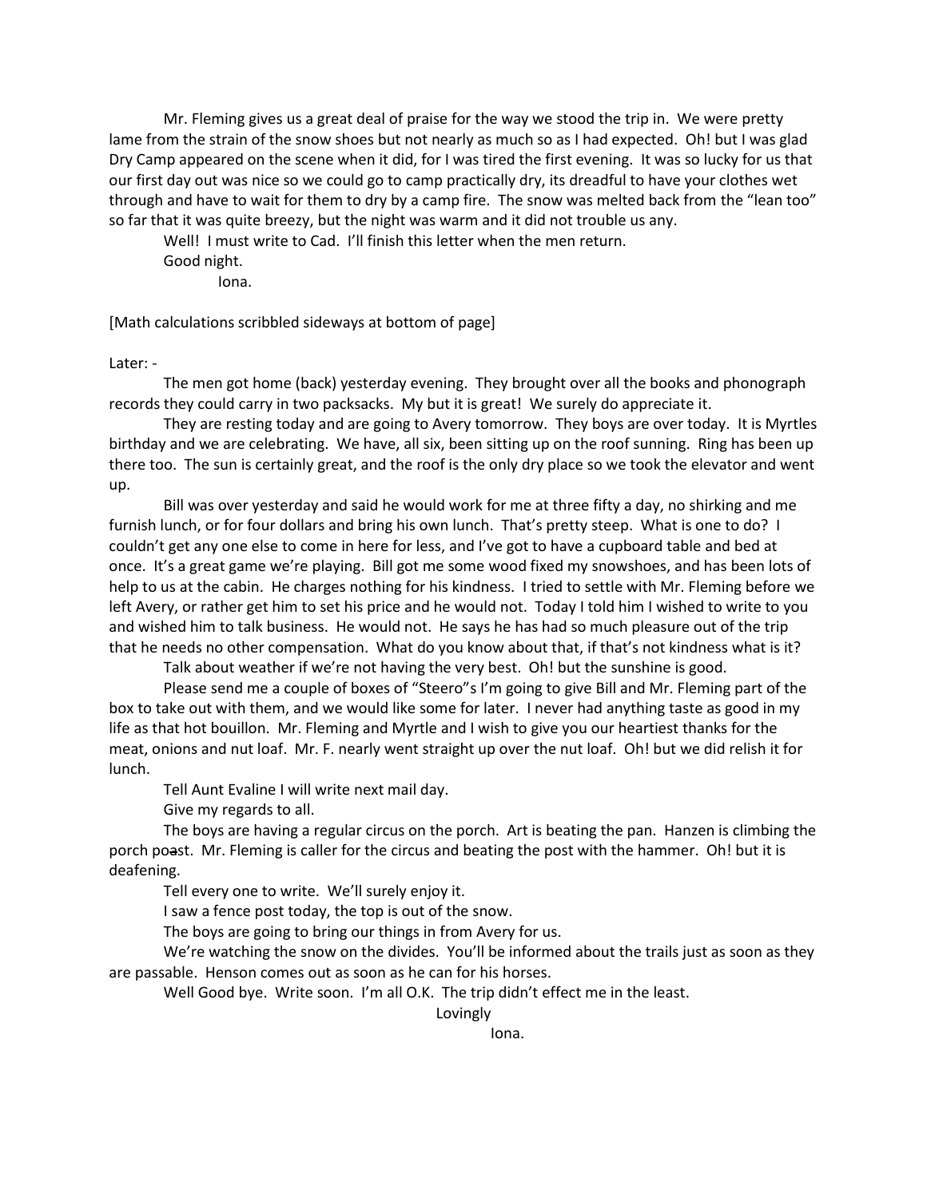Mr. Fleming gives us a great deal of praise for the way we stood the trip in. We were pretty lame from the strain of the snow shoes but not nearly as much so as I had expected. Oh! but I was glad Dry Camp appeared on the scene when it did, for I was tired the first evening. It was so lucky for us that our first day out was nice so we could go to camp practically dry, its dreadful to have your clothes wet through and have to wait for them to dry by a camp fire. The snow was melted back from the "lean too" so far that it was quite breezy, but the night was warm and it did not trouble us any.

Well! I must write to Cad. I'll finish this letter when the men return.

Good night.

Iona.

[Math calculations scribbled sideways at bottom of page]

Later: -

The men got home (back) yesterday evening. They brought over all the books and phonograph records they could carry in two packsacks. My but it is great! We surely do appreciate it.

They are resting today and are going to Avery tomorrow. They boys are over today. It is Myrtles birthday and we are celebrating. We have, all six, been sitting up on the roof sunning. Ring has been up there too. The sun is certainly great, and the roof is the only dry place so we took the elevator and went up.

Bill was over yesterday and said he would work for me at three fifty a day, no shirking and me furnish lunch, or for four dollars and bring his own lunch. That's pretty steep. What is one to do? I couldn't get any one else to come in here for less, and I've got to have a cupboard table and bed at once. It's a great game we're playing. Bill got me some wood fixed my snowshoes, and has been lots of help to us at the cabin. He charges nothing for his kindness. I tried to settle with Mr. Fleming before we left Avery, or rather get him to set his price and he would not. Today I told him I wished to write to you and wished him to talk business. He would not. He says he has had so much pleasure out of the trip that he needs no other compensation. What do you know about that, if that's not kindness what is it?

Talk about weather if we're not having the very best. Oh! but the sunshine is good.

Please send me a couple of boxes of "Steero"s I'm going to give Bill and Mr. Fleming part of the box to take out with them, and we would like some for later. I never had anything taste as good in my life as that hot bouillon. Mr. Fleming and Myrtle and I wish to give you our heartiest thanks for the meat, onions and nut loaf. Mr. F. nearly went straight up over the nut loaf. Oh! but we did relish it for lunch.

Tell Aunt Evaline I will write next mail day.

Give my regards to all.

The boys are having a regular circus on the porch. Art is beating the pan. Hanzen is climbing the porch poast. Mr. Fleming is caller for the circus and beating the post with the hammer. Oh! but it is deafening.

Tell every one to write. We'll surely enjoy it.

I saw a fence post today, the top is out of the snow.

The boys are going to bring our things in from Avery for us.

We're watching the snow on the divides. You'll be informed about the trails just as soon as they are passable. Henson comes out as soon as he can for his horses.

Well Good bye. Write soon. I'm all O.K. The trip didn't effect me in the least.

Lovingly

Iona.